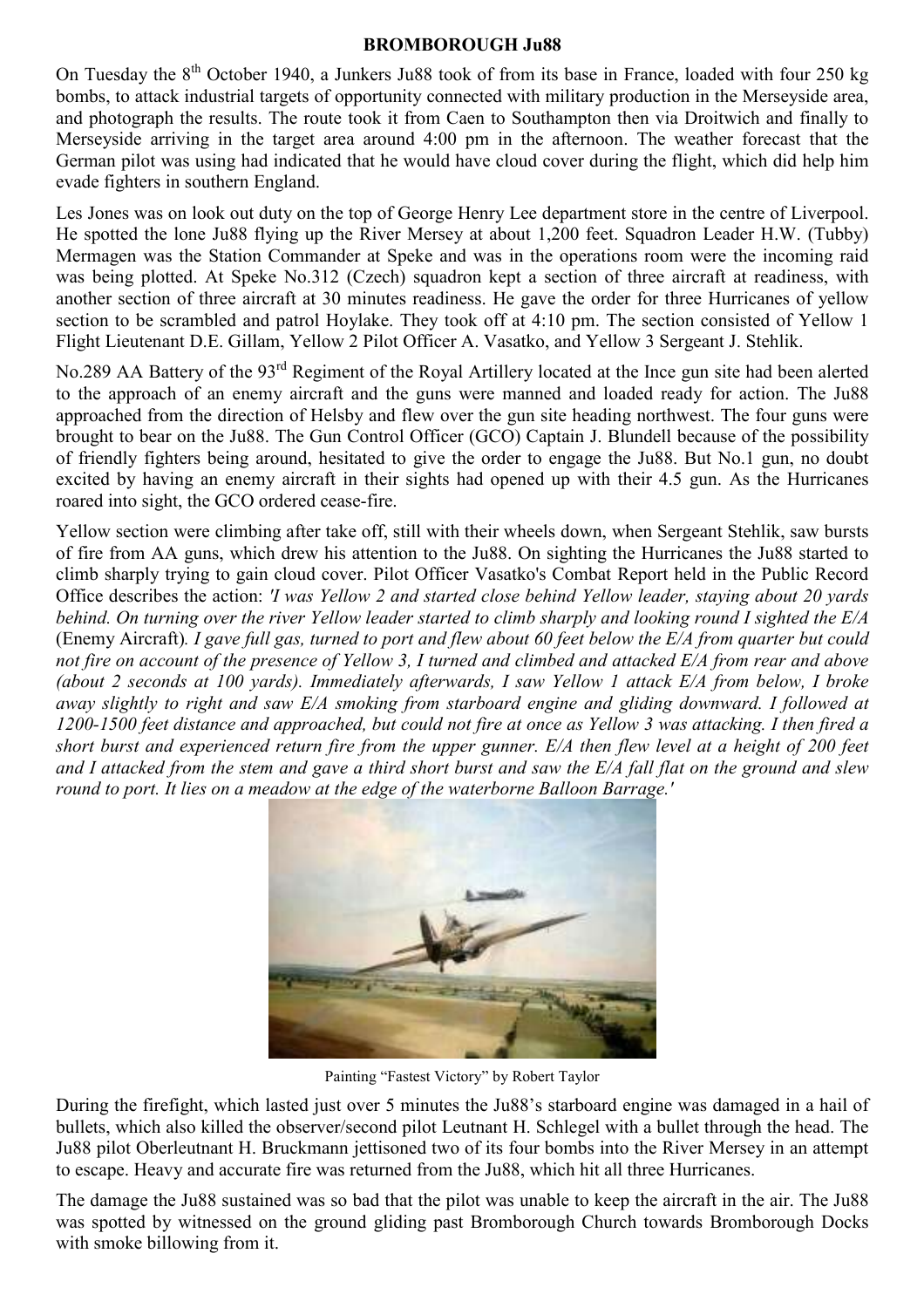# BROMBOROUGH Ju88

On Tuesday the 8th October 1940, a Junkers Ju88 took of from its base in France, loaded with four 250 kg bombs, to attack industrial targets of opportunity connected with military production in the Merseyside area, and photograph the results. The route took it from Caen to Southampton then via Droitwich and finally to Merseyside arriving in the target area around 4:00 pm in the afternoon. The weather forecast that the German pilot was using had indicated that he would have cloud cover during the flight, which did help him evade fighters in southern England.

Les Jones was on look out duty on the top of George Henry Lee department store in the centre of Liverpool. He spotted the lone Ju88 flying up the River Mersey at about 1,200 feet. Squadron Leader H.W. (Tubby) Mermagen was the Station Commander at Speke and was in the operations room were the incoming raid was being plotted. At Speke No.312 (Czech) squadron kept a section of three aircraft at readiness, with another section of three aircraft at 30 minutes readiness. He gave the order for three Hurricanes of yellow section to be scrambled and patrol Hoylake. They took off at 4:10 pm. The section consisted of Yellow 1 Flight Lieutenant D.E. Gillam, Yellow 2 Pilot Officer A. Vasatko, and Yellow 3 Sergeant J. Stehlik.

No.289 AA Battery of the 93rd Regiment of the Royal Artillery located at the Ince gun site had been alerted to the approach of an enemy aircraft and the guns were manned and loaded ready for action. The Ju88 approached from the direction of Helsby and flew over the gun site heading northwest. The four guns were brought to bear on the Ju88. The Gun Control Officer (GCO) Captain J. Blundell because of the possibility of friendly fighters being around, hesitated to give the order to engage the Ju88. But No.1 gun, no doubt excited by having an enemy aircraft in their sights had opened up with their 4.5 gun. As the Hurricanes roared into sight, the GCO ordered cease-fire.

Yellow section were climbing after take off, still with their wheels down, when Sergeant Stehlik, saw bursts of fire from AA guns, which drew his attention to the Ju88. On sighting the Hurricanes the Ju88 started to climb sharply trying to gain cloud cover. Pilot Officer Vasatko's Combat Report held in the Public Record Office describes the action: *'I was Yellow 2 and started close behind Yellow leader, staying about 20 yards behind. On turning over the river Yellow leader started to climb sharply and looking round I sighted the E/A* (Enemy Aircraft)*. I gave full gas, turned to port and flew about 60 feet below the E/A from quarter but could not fire on account of the presence of Yellow 3, I turned and climbed and attacked E/A from rear and above (about 2 seconds at 100 yards). Immediately afterwards, I saw Yellow 1 attack E/A from below, I broke away slightly to right and saw E/A smoking from starboard engine and gliding downward. I followed at 1200-1500 feet distance and approached, but could not fire at once as Yellow 3 was attacking. I then fired a short burst and experienced return fire from the upper gunner. E/A then flew level at a height of 200 feet and I attacked from the stem and gave a third short burst and saw the E/A fall flat on the ground and slew round to port. It lies on a meadow at the edge of the waterborne Balloon Barrage.'*

Painting "Fastest Victory" by Robert Taylor

During the firefight, which lasted just over 5 minutes the Ju88's starboard engine was damaged in a hail of bullets, which also killed the observer/second pilot Leutnant H. Schlegel with a bullet through the head. The Ju88 pilot Oberleutnant H. Bruckmann jettisoned two of its four bombs into the River Mersey in an attempt to escape. Heavy and accurate fire was returned from the Ju88, which hit all three Hurricanes.

The damage the Ju88 sustained was so bad that the pilot was unable to keep the aircraft in the air. The Ju88 was spotted by witnessed on the ground gliding past Bromborough Church towards Bromborough Docks with smoke billowing from it.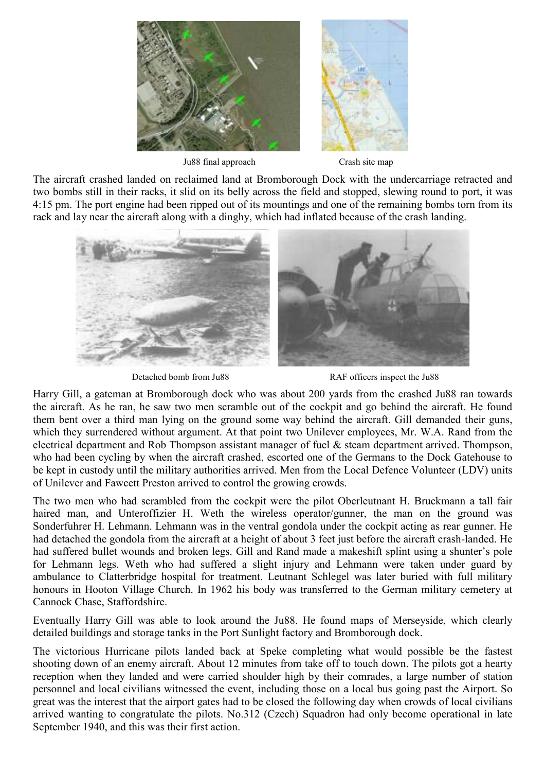Ju88 final approach

Crash site map

The aircraft crashed landed on reclaimed land at Bromborough Dock with the undercarriage retracted and two bombs still in their racks, it slid on its belly across the field and stopped, slewing round to port, it was 4:15 pm. The port engine had been ripped out of its mountings and one of the remaining bombs torn from its rack and lay near the aircraft along with a dinghy, which had inflated because of the crash landing.

Detached bomb from Ju88

RAF officers inspect the Ju88

Harry Gill, a gateman at Bromborough dock who was about 200 yards from the crashed Ju88 ran towards the aircraft. As he ran, he saw two men scramble out of the cockpit and go behind the aircraft. He found them bent over a third man lying on the ground some way behind the aircraft. Gill demanded their guns, which they surrendered without argument. At that point two Unilever employees, Mr. W.A. Rand from the electrical department and Rob Thompson assistant manager of fuel & steam department arrived. Thompson, who had been cycling by when the aircraft crashed, escorted one of the Germans to the Dock Gatehouse to be kept in custody until the military authorities arrived. Men from the Local Defence Volunteer (LDV) units of Unilever and Fawcett Preston arrived to control the growing crowds.

The two men who had scrambled from the cockpit were the pilot Oberleutnant H. Bruckmann a tall fair haired man, and Unteroffizier H. Weth the wireless operator/gunner, the man on the ground was Sonderfuhrer H. Lehmann. Lehmann was in the ventral gondola under the cockpit acting as rear gunner. He had detached the gondola from the aircraft at a height of about 3 feet just before the aircraft crash-landed. He had suffered bullet wounds and broken legs. Gill and Rand made a makeshift splint using a shunter's pole for Lehmann legs. Weth who had suffered a slight injury and Lehmann were taken under guard by ambulance to Clatterbridge hospital for treatment. Leutnant Schlegel was later buried with full military honours in Hooton Village Church. In 1962 his body was transferred to the German military cemetery at Cannock Chase, Staffordshire.

Eventually Harry Gill was able to look around the Ju88. He found maps of Merseyside, which clearly detailed buildings and storage tanks in the Port Sunlight factory and Bromborough dock.

The victorious Hurricane pilots landed back at Speke completing what would possible be the fastest shooting down of an enemy aircraft. About 12 minutes from take off to touch down. The pilots got a hearty reception when they landed and were carried shoulder high by their comrades, a large number of station personnel and local civilians witnessed the event, including those on a local bus going past the Airport. So great was the interest that the airport gates had to be closed the following day when crowds of local civilians arrived wanting to congratulate the pilots. No.312 (Czech) Squadron had only become operational in late September 1940, and this was their first action.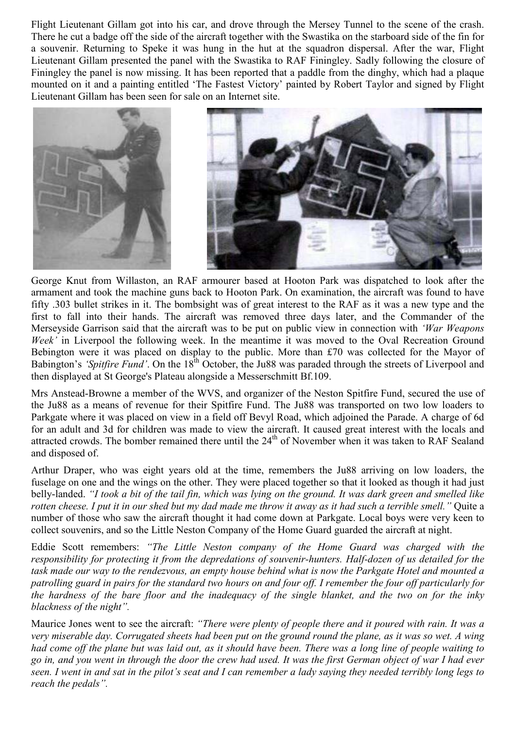Flight Lieutenant Gillam got into his car, and drove through the Mersey Tunnel to the scene of the crash. There he cut a badge off the side of the aircraft together with the Swastika on the starboard side of the fin for a souvenir. Returning to Speke it was hung in the hut at the squadron dispersal. After the war, Flight Lieutenant Gillam presented the panel with the Swastika to RAF Finingley. Sadly following the closure of Finingley the panel is now missing. It has been reported that a paddle from the dinghy, which had a plaque mounted on it and a painting entitled 'The Fastest Victory' painted by Robert Taylor and signed by Flight Lieutenant Gillam has been seen for sale on an Internet site.

George Knut from Willaston, an RAF armourer based at Hooton Park was dispatched to look after the armament and took the machine guns back to Hooton Park. On examination, the aircraft was found to have fifty .303 bullet strikes in it. The bombsight was of great interest to the RAF as it was a new type and the first to fall into their hands. The aircraft was removed three days later, and the Commander of the Merseyside Garrison said that the aircraft was to be put on public view in connection with *'War Weapons Week'* in Liverpool the following week. In the meantime it was moved to the Oval Recreation Ground Bebington were it was placed on display to the public. More than £70 was collected for the Mayor of Babington's *'Spitfire Fund'*. On the 18th October, the Ju88 was paraded through the streets of Liverpool and then displayed at St George's Plateau alongside a Messerschmitt Bf.109.

Mrs Anstead-Browne a member of the WVS, and organizer of the Neston Spitfire Fund, secured the use of the Ju88 as a means of revenue for their Spitfire Fund. The Ju88 was transported on two low loaders to Parkgate where it was placed on view in a field off Bevyl Road, which adjoined the Parade. A charge of 6d for an adult and 3d for children was made to view the aircraft. It caused great interest with the locals and attracted crowds. The bomber remained there until the 24th of November when it was taken to RAF Sealand and disposed of.

Arthur Draper, who was eight years old at the time, remembers the Ju88 arriving on low loaders, the fuselage on one and the wings on the other. They were placed together so that it looked as though it had just belly-landed. *"I took a bit of the tail fin, which was lying on the ground. It was dark green and smelled like rotten cheese. I put it in our shed but my dad made me throw it away as it had such a terrible smell."* Quite a number of those who saw the aircraft thought it had come down at Parkgate. Local boys were very keen to collect souvenirs, and so the Little Neston Company of the Home Guard guarded the aircraft at night.

Eddie Scott remembers: *"The Little Neston company of the Home Guard was charged with the responsibility for protecting it from the depredations of souvenir-hunters. Half-dozen of us detailed for the task made our way to the rendezvous, an empty house behind what is now the Parkgate Hotel and mounted a patrolling guard in pairs for the standard two hours on and four off. I remember the four off particularly for the hardness of the bare floor and the inadequacy of the single blanket, and the two on for the inky blackness of the night".*

Maurice Jones went to see the aircraft: *"There were plenty of people there and it poured with rain. It was a very miserable day. Corrugated sheets had been put on the ground round the plane, as it was so wet. A wing had come off the plane but was laid out, as it should have been. There was a long line of people waiting to go in, and you went in through the door the crew had used. It was the first German object of war I had ever seen. I went in and sat in the pilot's seat and I can remember a lady saying they needed terribly long legs to reach the pedals".*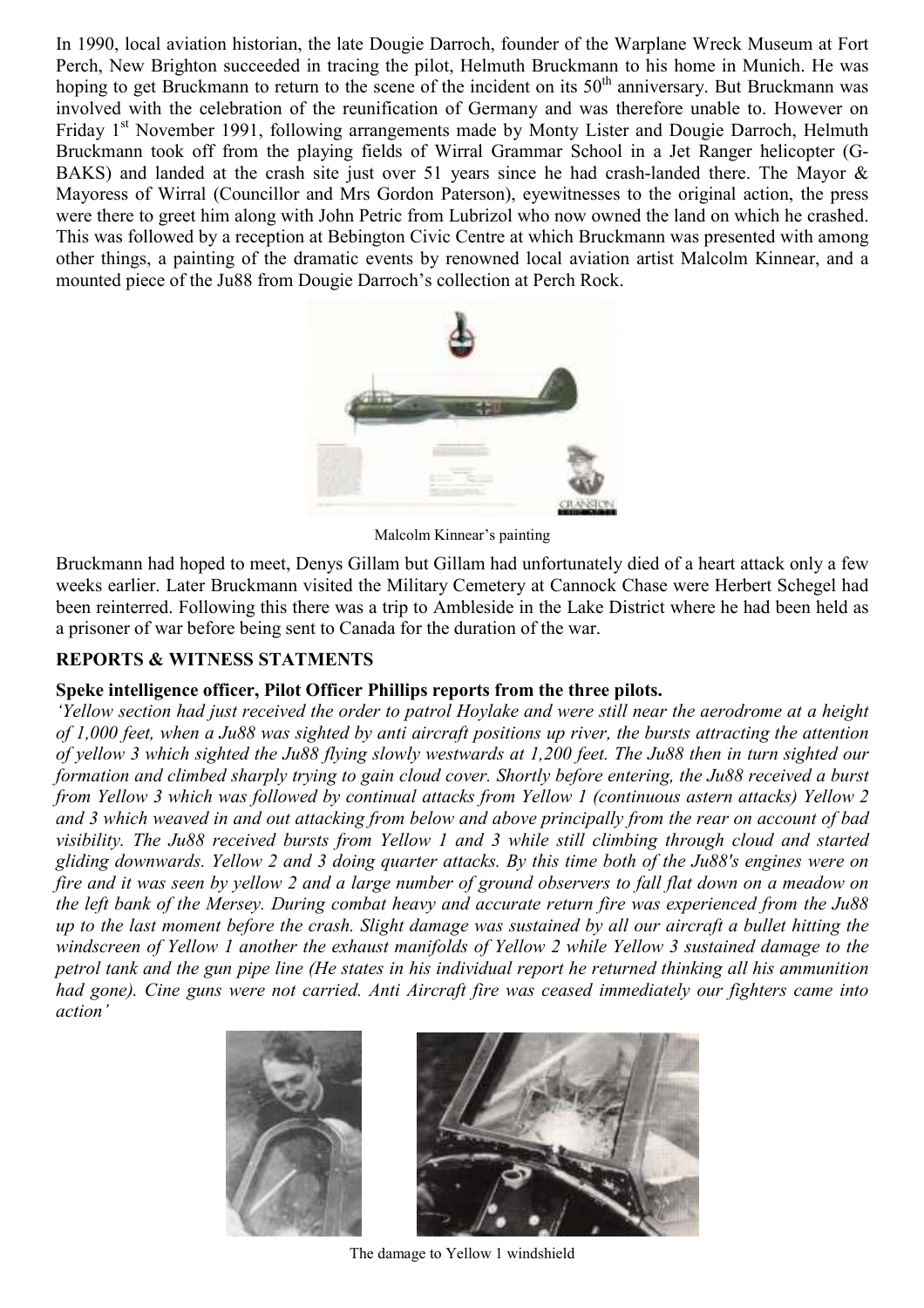In 1990, local aviation historian, the late Dougie Darroch, founder of the Warplane Wreck Museum at Fort Perch, New Brighton succeeded in tracing the pilot, Helmuth Bruckmann to his home in Munich. He was hoping to get Bruckmann to return to the scene of the incident on its 50th anniversary. But Bruckmann was involved with the celebration of the reunification of Germany and was therefore unable to. However on Friday 1st November 1991, following arrangements made by Monty Lister and Dougie Darroch, Helmuth Bruckmann took off from the playing fields of Wirral Grammar School in a Jet Ranger helicopter (G-BAKS) and landed at the crash site just over 51 years since he had crash-landed there. The Mayor & Mayoress of Wirral (Councillor and Mrs Gordon Paterson), eyewitnesses to the original action, the press were there to greet him along with John Petric from Lubrizol who now owned the land on which he crashed. This was followed by a reception at Bebington Civic Centre at which Bruckmann was presented with among other things, a painting of the dramatic events by renowned local aviation artist Malcolm Kinnear, and a mounted piece of the Ju88 from Dougie Darroch's collection at Perch Rock.

Malcolm Kinnear's painting

Bruckmann had hoped to meet, Denys Gillam but Gillam had unfortunately died of a heart attack only a few weeks earlier. Later Bruckmann visited the Military Cemetery at Cannock Chase were Herbert Schegel had been reinterred. Following this there was a trip to Ambleside in the Lake District where he had been held as a prisoner of war before being sent to Canada for the duration of the war.

## REPORTS & WITNESS STATMENTS

**Speke intelligence officer, Pilot Officer Phillips reports from the three pilots.**

*'Yellow section had just received the order to patrol Hoylake and were still near the aerodrome at a height of 1,000 feet, when a Ju88 was sighted by anti aircraft positions up river, the bursts attracting the attention of yellow 3 which sighted the Ju88 flying slowly westwards at 1,200 feet. The Ju88 then in turn sighted our formation and climbed sharply trying to gain cloud cover. Shortly before entering, the Ju88 received a burst from Yellow 3 which was followed by continual attacks from Yellow 1 (continuous astern attacks) Yellow 2 and 3 which weaved in and out attacking from below and above principally from the rear on account of bad visibility. The Ju88 received bursts from Yellow 1 and 3 while still climbing through cloud and started gliding downwards. Yellow 2 and 3 doing quarter attacks. By this time both of the Ju88's engines were on fire and it was seen by yellow 2 and a large number of ground observers to fall flat down on a meadow on the left bank of the Mersey. During combat heavy and accurate return fire was experienced from the Ju88 up to the last moment before the crash. Slight damage was sustained by all our aircraft a bullet hitting the windscreen of Yellow 1 another the exhaust manifolds of Yellow 2 while Yellow 3 sustained damage to the petrol tank and the gun pipe line (He states in his individual report he returned thinking all his ammunition had gone). Cine guns were not carried. Anti Aircraft fire was ceased immediately our fighters came into action'*

The damage to Yellow 1 windshield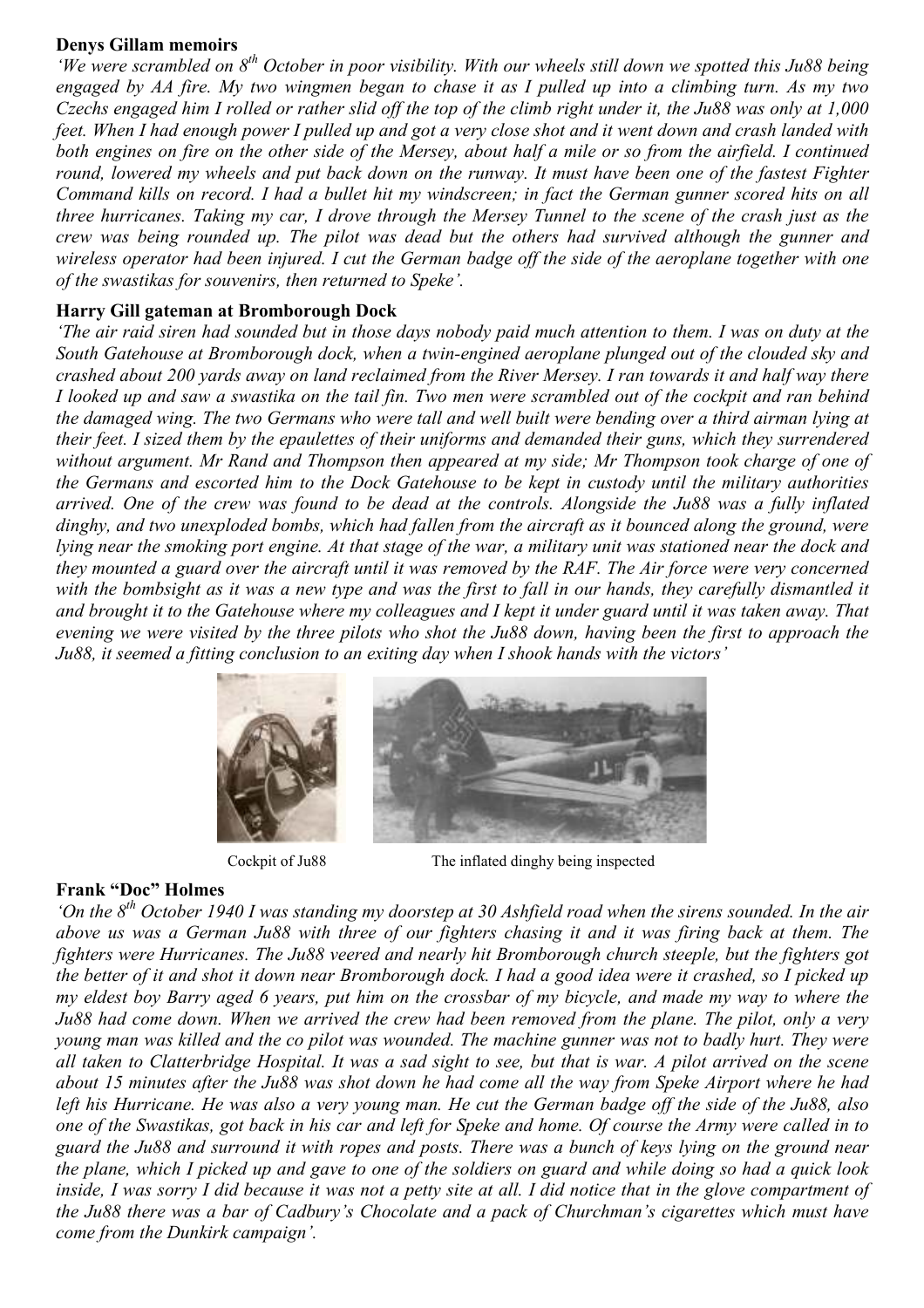**Denys Gillam memoirs**

*'We were scrambled on 8th October in poor visibility. With our wheels still down we spotted this Ju88 being engaged by AA fire. My two wingmen began to chase it as I pulled up into a climbing turn. As my two Czechs engaged him I rolled or rather slid off the top of the climb right under it, the Ju88 was only at 1,000 feet. When I had enough power I pulled up and got a very close shot and it went down and crash landed with both engines on fire on the other side of the Mersey, about half a mile or so from the airfield. I continued round, lowered my wheels and put back down on the runway. It must have been one of the fastest Fighter Command kills on record. I had a bullet hit my windscreen; in fact the German gunner scored hits on all three hurricanes. Taking my car, I drove through the Mersey Tunnel to the scene of the crash just as the crew was being rounded up. The pilot was dead but the others had survived although the gunner and wireless operator had been injured. I cut the German badge off the side of the aeroplane together with one of the swastikas for souvenirs, then returned to Speke'.*

**Harry Gill gateman at Bromborough Dock**

*'The air raid siren had sounded but in those days nobody paid much attention to them. I was on duty at the South Gatehouse at Bromborough dock, when a twin-engined aeroplane plunged out of the clouded sky and crashed about 200 yards away on land reclaimed from the River Mersey. I ran towards it and half way there I looked up and saw a swastika on the tail fin. Two men were scrambled out of the cockpit and ran behind the damaged wing. The two Germans who were tall and well built were bending over a third airman lying at their feet. I sized them by the epaulettes of their uniforms and demanded their guns, which they surrendered without argument. Mr Rand and Thompson then appeared at my side; Mr Thompson took charge of one of the Germans and escorted him to the Dock Gatehouse to be kept in custody until the military authorities arrived. One of the crew was found to be dead at the controls. Alongside the Ju88 was a fully inflated dinghy, and two unexploded bombs, which had fallen from the aircraft as it bounced along the ground, were lying near the smoking port engine. At that stage of the war, a military unit was stationed near the dock and they mounted a guard over the aircraft until it was removed by the RAF. The Air force were very concerned with the bombsight as it was a new type and was the first to fall in our hands, they carefully dismantled it and brought it to the Gatehouse where my colleagues and I kept it under guard until it was taken away. That evening we were visited by the three pilots who shot the Ju88 down, having been the first to approach the Ju88, it seemed a fitting conclusion to an exiting day when I shook hands with the victors'*

Cockpit of Ju88

The inflated dinghy being inspected

**Frank "Doc" Holmes**

*'On the 8th October 1940 I was standing my doorstep at 30 Ashfield road when the sirens sounded. In the air above us was a German Ju88 with three of our fighters chasing it and it was firing back at them. The fighters were Hurricanes. The Ju88 veered and nearly hit Bromborough church steeple, but the fighters got the better of it and shot it down near Bromborough dock. I had a good idea were it crashed, so I picked up my eldest boy Barry aged 6 years, put him on the crossbar of my bicycle, and made my way to where the Ju88 had come down. When we arrived the crew had been removed from the plane. The pilot, only a very young man was killed and the co pilot was wounded. The machine gunner was not to badly hurt. They were all taken to Clatterbridge Hospital. It was a sad sight to see, but that is war. A pilot arrived on the scene about 15 minutes after the Ju88 was shot down he had come all the way from Speke Airport where he had left his Hurricane. He was also a very young man. He cut the German badge off the side of the Ju88, also one of the Swastikas, got back in his car and left for Speke and home. Of course the Army were called in to guard the Ju88 and surround it with ropes and posts. There was a bunch of keys lying on the ground near the plane, which I picked up and gave to one of the soldiers on guard and while doing so had a quick look inside, I was sorry I did because it was not a petty site at all. I did notice that in the glove compartment of the Ju88 there was a bar of Cadbury's Chocolate and a pack of Churchman's cigarettes which must have come from the Dunkirk campaign'.*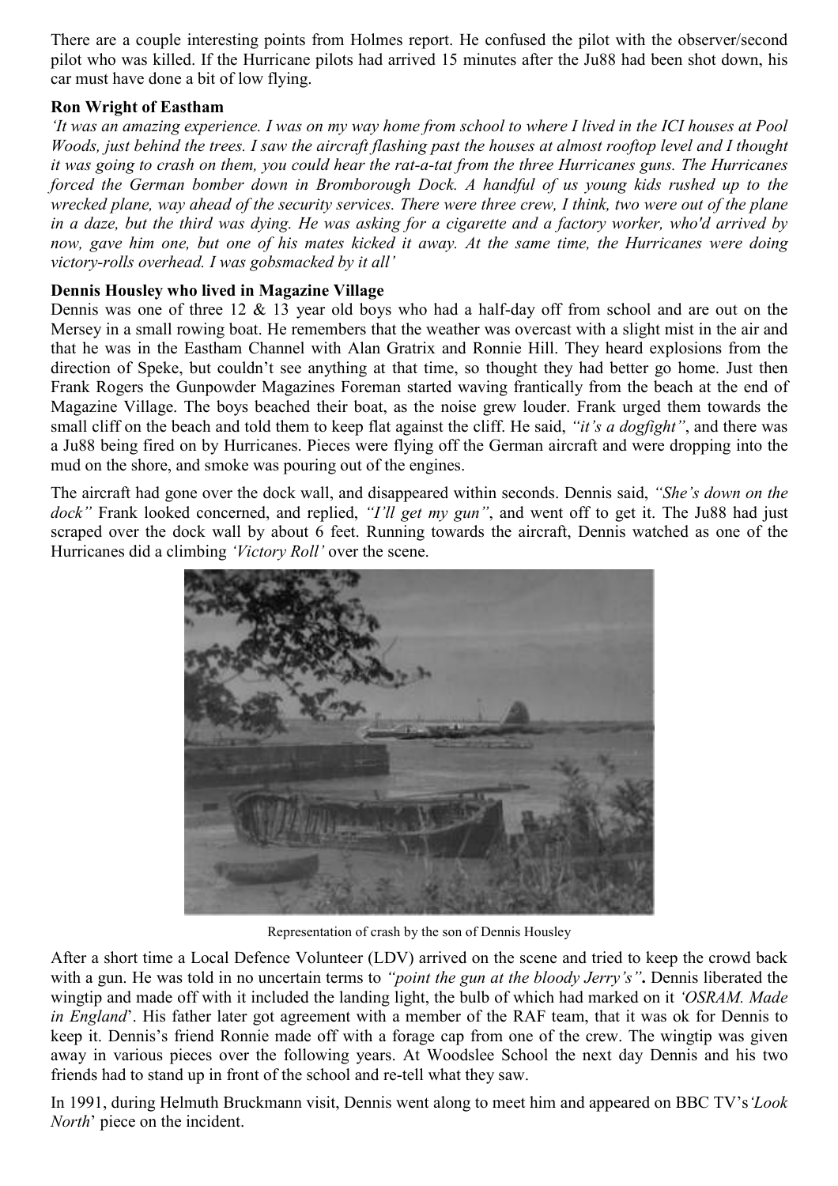There are a couple interesting points from Holmes report. He confused the pilot with the observer/second pilot who was killed. If the Hurricane pilots had arrived 15 minutes after the Ju88 had been shot down, his car must have done a bit of low flying.

**Ron Wright of Eastham**

*'It was an amazing experience. I was on my way home from school to where I lived in the ICI houses at Pool Woods, just behind the trees. I saw the aircraft flashing past the houses at almost rooftop level and I thought it was going to crash on them, you could hear the rat-a-tat from the three Hurricanes guns. The Hurricanes forced the German bomber down in Bromborough Dock. A handful of us young kids rushed up to the wrecked plane, way ahead of the security services. There were three crew, I think, two were out of the plane in a daze, but the third was dying. He was asking for a cigarette and a factory worker, who'd arrived by now, gave him one, but one of his mates kicked it away. At the same time, the Hurricanes were doing victory-rolls overhead. I was gobsmacked by it all'*

**Dennis Housley who lived in Magazine Village**

Dennis was one of three 12 & 13 year old boys who had a half-day off from school and are out on the Mersey in a small rowing boat. He remembers that the weather was overcast with a slight mist in the air and that he was in the Eastham Channel with Alan Gratrix and Ronnie Hill. They heard explosions from the direction of Speke, but couldn't see anything at that time, so thought they had better go home. Just then Frank Rogers the Gunpowder Magazines Foreman started waving frantically from the beach at the end of Magazine Village. The boys beached their boat, as the noise grew louder. Frank urged them towards the small cliff on the beach and told them to keep flat against the cliff. He said, *"it's a dogfight"*, and there was a Ju88 being fired on by Hurricanes. Pieces were flying off the German aircraft and were dropping into the mud on the shore, and smoke was pouring out of the engines.

The aircraft had gone over the dock wall, and disappeared within seconds. Dennis said, *"She's down on the dock"* Frank looked concerned, and replied, *"I'll get my gun"*, and went off to get it. The Ju88 had just scraped over the dock wall by about 6 feet. Running towards the aircraft, Dennis watched as one of the Hurricanes did a climbing *'Victory Roll'* over the scene.

Representation of crash by the son of Dennis Housley

After a short time a Local Defence Volunteer (LDV) arrived on the scene and tried to keep the crowd back with a gun. He was told in no uncertain terms to *"point the gun at the bloody Jerry's"*. Dennis liberated the wingtip and made off with it included the landing light, the bulb of which had marked on it *'OSRAM. Made in England'*. His father later got agreement with a member of the RAF team, that it was ok for Dennis to keep it. Dennis's friend Ronnie made off with a forage cap from one of the crew. The wingtip was given away in various pieces over the following years. At Woodslee School the next day Dennis and his two friends had to stand up in front of the school and re-tell what they saw.

In 1991, during Helmuth Bruckmann visit, Dennis went along to meet him and appeared on BBC TV's *'Look North'* piece on the incident.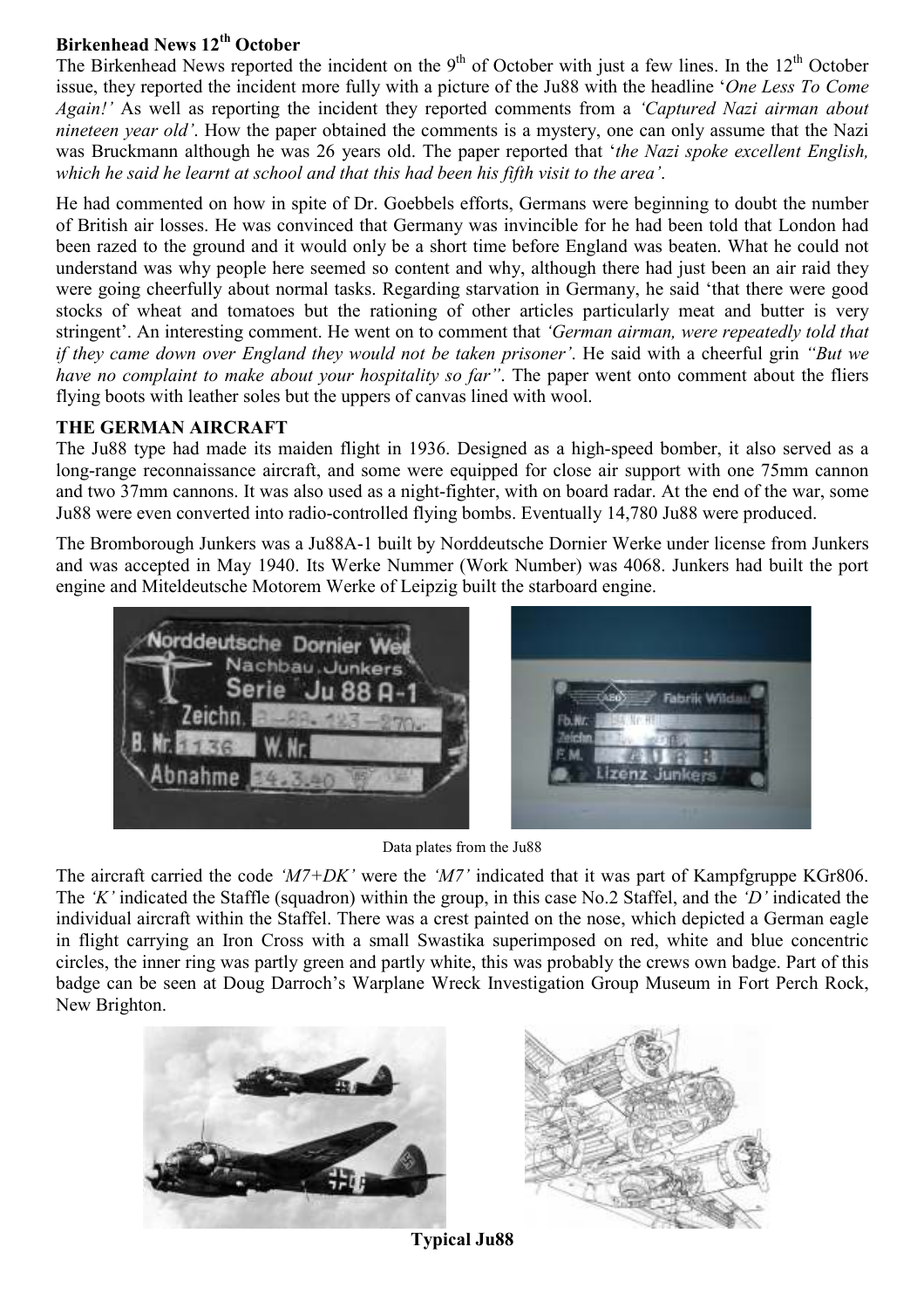**Birkenhead News 12th October**

The Birkenhead News reported the incident on the 9th of October with just a few lines. In the 12th October issue, they reported the incident more fully with a picture of the Ju88 with the headline '*One Less To Come Again!*' As well as reporting the incident they reported comments from a *'Captured Nazi airman about nineteen year old'*. How the paper obtained the comments is a mystery, one can only assume that the Nazi was Bruckmann although he was 26 years old. The paper reported that '*the Nazi spoke excellent English, which he said he learnt at school and that this had been his fifth visit to the area'*.

He had commented on how in spite of Dr. Goebbels efforts, Germans were beginning to doubt the number of British air losses. He was convinced that Germany was invincible for he had been told that London had been razed to the ground and it would only be a short time before England was beaten. What he could not understand was why people here seemed so content and why, although there had just been an air raid they were going cheerfully about normal tasks. Regarding starvation in Germany, he said 'that there were good stocks of wheat and tomatoes but the rationing of other articles particularly meat and butter is very stringent'. An interesting comment. He went on to comment that *'German airman, were repeatedly told that if they came down over England they would not be taken prisoner'*. He said with a cheerful grin *"But we have no complaint to make about your hospitality so far"*. The paper went onto comment about the fliers flying boots with leather soles but the uppers of canvas lined with wool.

**THE GERMAN AIRCRAFT**

The Ju88 type had made its maiden flight in 1936. Designed as a high-speed bomber, it also served as a long-range reconnaissance aircraft, and some were equipped for close air support with one 75mm cannon and two 37mm cannons. It was also used as a night-fighter, with on board radar. At the end of the war, some Ju88 were even converted into radio-controlled flying bombs. Eventually 14,780 Ju88 were produced.

The Bromborough Junkers was a Ju88A-1 built by Norddeutsche Dornier Werke under license from Junkers and was accepted in May 1940. Its Werke Nummer (Work Number) was 4068. Junkers had built the port engine and Miteldeutsche Motorem Werke of Leipzig built the starboard engine.

Data plates from the Ju88

The aircraft carried the code *'M7+DK'* were the *'M7'* indicated that it was part of Kampfgruppe KGr806. The *'K'* indicated the Staffle (squadron) within the group, in this case No.2 Staffel, and the *'D'* indicated the individual aircraft within the Staffel. There was a crest painted on the nose, which depicted a German eagle in flight carrying an Iron Cross with a small Swastika superimposed on red, white and blue concentric circles, the inner ring was partly green and partly white, this was probably the crews own badge. Part of this badge can be seen at Doug Darroch's Warplane Wreck Investigation Group Museum in Fort Perch Rock, New Brighton.

**Typical Ju88**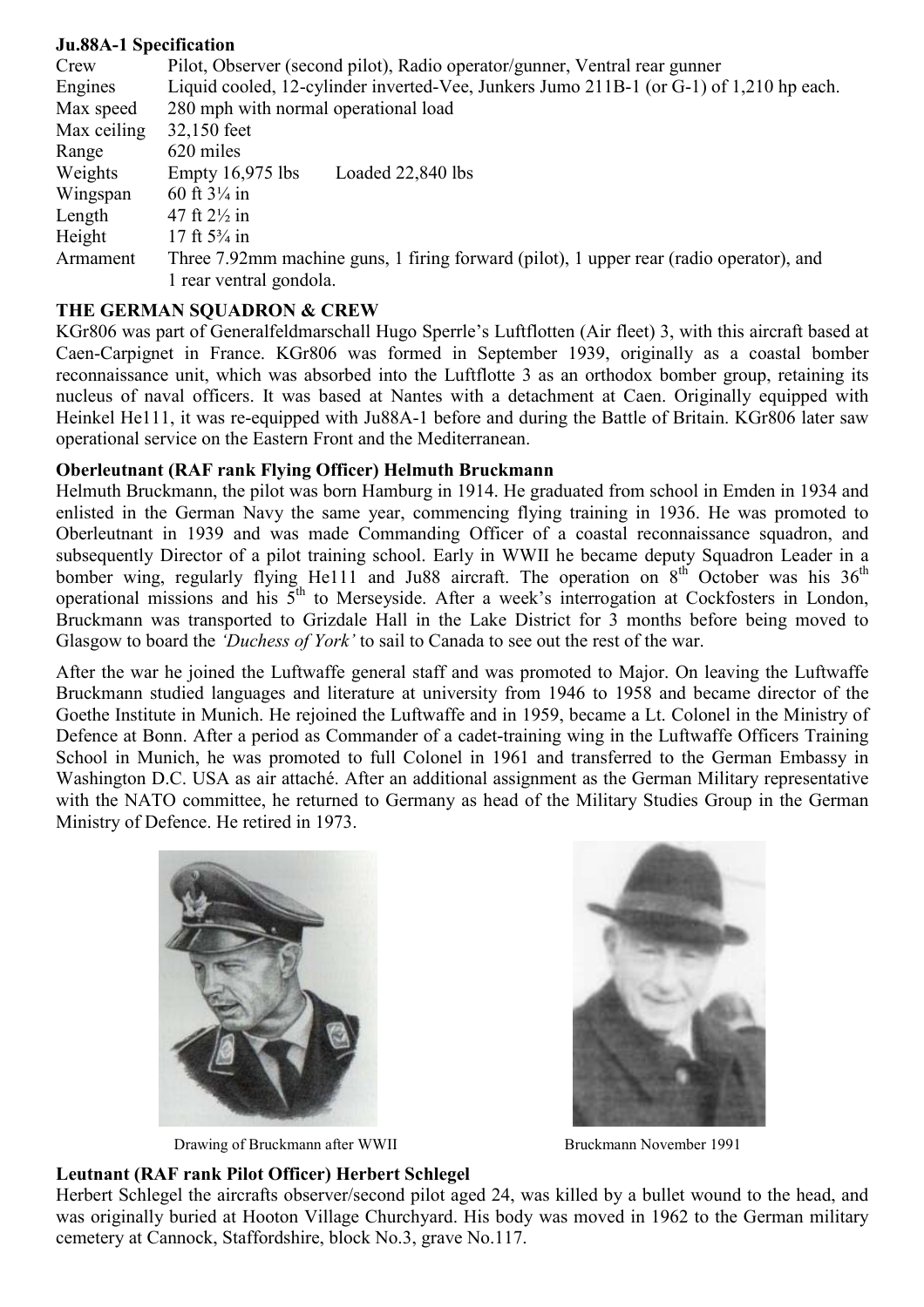**Ju.88A-1 Specification**

| | |
|---|---|
| Crew | Pilot, Observer (second pilot), Radio operator/gunner, Ventral rear gunner |
| Engines | Liquid cooled, 12-cylinder inverted-Vee, Junkers Jumo 211B-1 (or G-1) of 1,210 hp each. |
| Max speed | 280 mph with normal operational load |
| Max ceiling | 32,150 feet |
| Range | 620 miles |
| Weights | Empty 16,975 lbs Loaded 22,840 lbs |
| Wingspan | 60 ft 3¼ in |
| Length | 47 ft 2½ in |
| Height | 17 ft 5¾ in |
| Armament | Three 7.92mm machine guns, 1 firing forward (pilot), 1 upper rear (radio operator), and 1 rear ventral gondola. |

**THE GERMAN SQUADRON & CREW**

KGr806 was part of Generalfeldmarschall Hugo Sperrle's Luftflotten (Air fleet) 3, with this aircraft based at Caen-Carpignet in France. KGr806 was formed in September 1939, originally as a coastal bomber reconnaissance unit, which was absorbed into the Luftflotte 3 as an orthodox bomber group, retaining its nucleus of naval officers. It was based at Nantes with a detachment at Caen. Originally equipped with Heinkel He111, it was re-equipped with Ju88A-1 before and during the Battle of Britain. KGr806 later saw operational service on the Eastern Front and the Mediterranean.

**Oberleutnant (RAF rank Flying Officer) Helmuth Bruckmann**

Helmuth Bruckmann, the pilot was born Hamburg in 1914. He graduated from school in Emden in 1934 and enlisted in the German Navy the same year, commencing flying training in 1936. He was promoted to Oberleutnant in 1939 and was made Commanding Officer of a coastal reconnaissance squadron, and subsequently Director of a pilot training school. Early in WWII he became deputy Squadron Leader in a bomber wing, regularly flying He111 and Ju88 aircraft. The operation on 8th October was his 36th operational missions and his 5th to Merseyside. After a week's interrogation at Cockfosters in London, Bruckmann was transported to Grizdale Hall in the Lake District for 3 months before being moved to Glasgow to board the *'Duchess of York'* to sail to Canada to see out the rest of the war.

After the war he joined the Luftwaffe general staff and was promoted to Major. On leaving the Luftwaffe Bruckmann studied languages and literature at university from 1946 to 1958 and became director of the Goethe Institute in Munich. He rejoined the Luftwaffe and in 1959, became a Lt. Colonel in the Ministry of Defence at Bonn. After a period as Commander of a cadet-training wing in the Luftwaffe Officers Training School in Munich, he was promoted to full Colonel in 1961 and transferred to the German Embassy in Washington D.C. USA as air attaché. After an additional assignment as the German Military representative with the NATO committee, he returned to Germany as head of the Military Studies Group in the German Ministry of Defence. He retired in 1973.

Drawing of Bruckmann after WWII

Bruckmann November 1991

**Leutnant (RAF rank Pilot Officer) Herbert Schlegel**

Herbert Schlegel the aircrafts observer/second pilot aged 24, was killed by a bullet wound to the head, and was originally buried at Hooton Village Churchyard. His body was moved in 1962 to the German military cemetery at Cannock, Staffordshire, block No.3, grave No.117.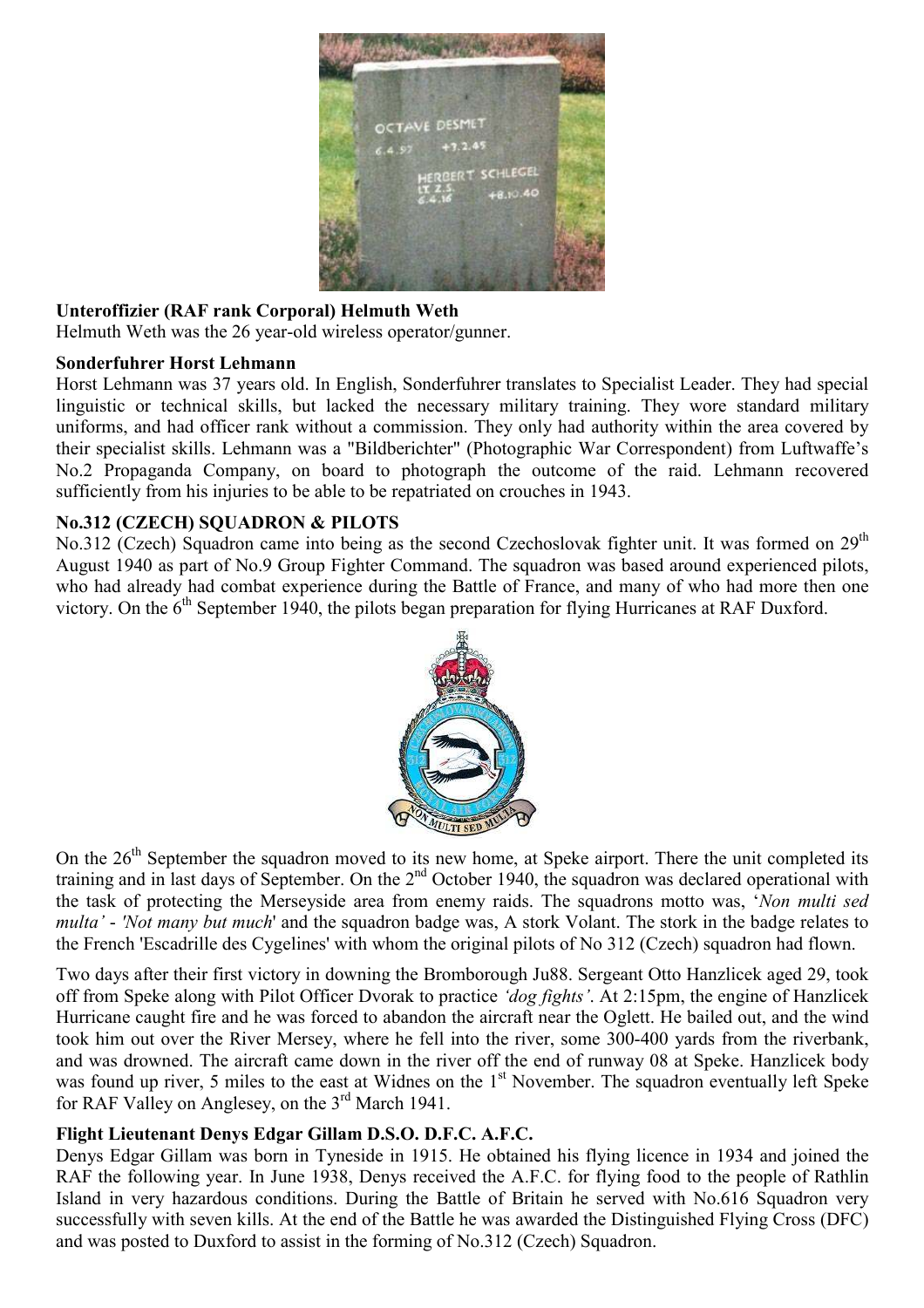**Unteroffizier (RAF rank Corporal) Helmuth Weth**

Helmuth Weth was the 26 year-old wireless operator/gunner.

**Sonderfuhrer Horst Lehmann**

Horst Lehmann was 37 years old. In English, Sonderfuhrer translates to Specialist Leader. They had special linguistic or technical skills, but lacked the necessary military training. They wore standard military uniforms, and had officer rank without a commission. They only had authority within the area covered by their specialist skills. Lehmann was a "Bildberichter" (Photographic War Correspondent) from Luftwaffe's No.2 Propaganda Company, on board to photograph the outcome of the raid. Lehmann recovered sufficiently from his injuries to be able to be repatriated on crouches in 1943.

**No.312 (CZECH) SQUADRON & PILOTS**

No.312 (Czech) Squadron came into being as the second Czechoslovak fighter unit. It was formed on 29th August 1940 as part of No.9 Group Fighter Command. The squadron was based around experienced pilots, who had already had combat experience during the Battle of France, and many of who had more then one victory. On the 6th September 1940, the pilots began preparation for flying Hurricanes at RAF Duxford.

On the 26th September the squadron moved to its new home, at Speke airport. There the unit completed its training and in last days of September. On the 2nd October 1940, the squadron was declared operational with the task of protecting the Merseyside area from enemy raids. The squadrons motto was, '*Non multi sed multa'* - *'Not many but much*' and the squadron badge was, A stork Volant. The stork in the badge relates to the French 'Escadrille des Cygelines' with whom the original pilots of No 312 (Czech) squadron had flown.

Two days after their first victory in downing the Bromborough Ju88. Sergeant Otto Hanzlicek aged 29, took off from Speke along with Pilot Officer Dvorak to practice *'dog fights'*. At 2:15pm, the engine of Hanzlicek Hurricane caught fire and he was forced to abandon the aircraft near the Oglett. He bailed out, and the wind took him out over the River Mersey, where he fell into the river, some 300-400 yards from the riverbank, and was drowned. The aircraft came down in the river off the end of runway 08 at Speke. Hanzlicek body was found up river, 5 miles to the east at Widnes on the 1st November. The squadron eventually left Speke for RAF Valley on Anglesey, on the 3rd March 1941.

**Flight Lieutenant Denys Edgar Gillam D.S.O. D.F.C. A.F.C.**

Denys Edgar Gillam was born in Tyneside in 1915. He obtained his flying licence in 1934 and joined the RAF the following year. In June 1938, Denys received the A.F.C. for flying food to the people of Rathlin Island in very hazardous conditions. During the Battle of Britain he served with No.616 Squadron very successfully with seven kills. At the end of the Battle he was awarded the Distinguished Flying Cross (DFC) and was posted to Duxford to assist in the forming of No.312 (Czech) Squadron.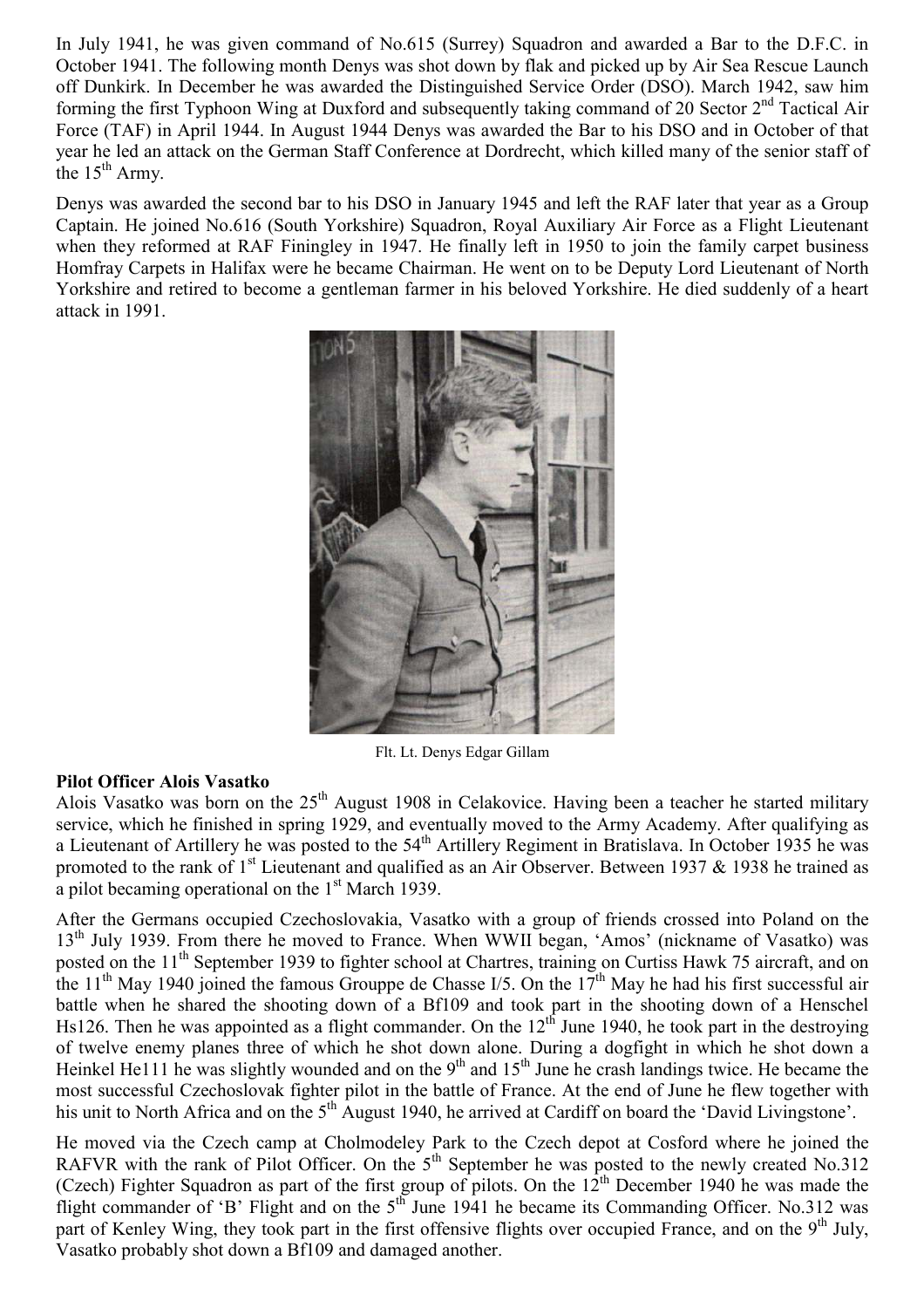In July 1941, he was given command of No.615 (Surrey) Squadron and awarded a Bar to the D.F.C. in October 1941. The following month Denys was shot down by flak and picked up by Air Sea Rescue Launch off Dunkirk. In December he was awarded the Distinguished Service Order (DSO). March 1942, saw him forming the first Typhoon Wing at Duxford and subsequently taking command of 20 Sector 2nd Tactical Air Force (TAF) in April 1944. In August 1944 Denys was awarded the Bar to his DSO and in October of that year he led an attack on the German Staff Conference at Dordrecht, which killed many of the senior staff of the 15th Army.

Denys was awarded the second bar to his DSO in January 1945 and left the RAF later that year as a Group Captain. He joined No.616 (South Yorkshire) Squadron, Royal Auxiliary Air Force as a Flight Lieutenant when they reformed at RAF Finingley in 1947. He finally left in 1950 to join the family carpet business Homfray Carpets in Halifax were he became Chairman. He went on to be Deputy Lord Lieutenant of North Yorkshire and retired to become a gentleman farmer in his beloved Yorkshire. He died suddenly of a heart attack in 1991.

Flt. Lt. Denys Edgar Gillam

**Pilot Officer Alois Vasatko**

Alois Vasatko was born on the 25th August 1908 in Celakovice. Having been a teacher he started military service, which he finished in spring 1929, and eventually moved to the Army Academy. After qualifying as a Lieutenant of Artillery he was posted to the 54th Artillery Regiment in Bratislava. In October 1935 he was promoted to the rank of 1st Lieutenant and qualified as an Air Observer. Between 1937 & 1938 he trained as a pilot becaming operational on the 1st March 1939.

After the Germans occupied Czechoslovakia, Vasatko with a group of friends crossed into Poland on the 13th July 1939. From there he moved to France. When WWII began, 'Amos' (nickname of Vasatko) was posted on the 11th September 1939 to fighter school at Chartres, training on Curtiss Hawk 75 aircraft, and on the 11th May 1940 joined the famous Grouppe de Chasse I/5. On the 17th May he had his first successful air battle when he shared the shooting down of a Bf109 and took part in the shooting down of a Henschel Hs126. Then he was appointed as a flight commander. On the 12th June 1940, he took part in the destroying of twelve enemy planes three of which he shot down alone. During a dogfight in which he shot down a Heinkel He111 he was slightly wounded and on the 9th and 15th June he crash landings twice. He became the most successful Czechoslovak fighter pilot in the battle of France. At the end of June he flew together with his unit to North Africa and on the 5th August 1940, he arrived at Cardiff on board the 'David Livingstone'.

He moved via the Czech camp at Cholmodeley Park to the Czech depot at Cosford where he joined the RAFVR with the rank of Pilot Officer. On the 5th September he was posted to the newly created No.312 (Czech) Fighter Squadron as part of the first group of pilots. On the 12th December 1940 he was made the flight commander of 'B' Flight and on the 5th June 1941 he became its Commanding Officer. No.312 was part of Kenley Wing, they took part in the first offensive flights over occupied France, and on the 9th July, Vasatko probably shot down a Bf109 and damaged another.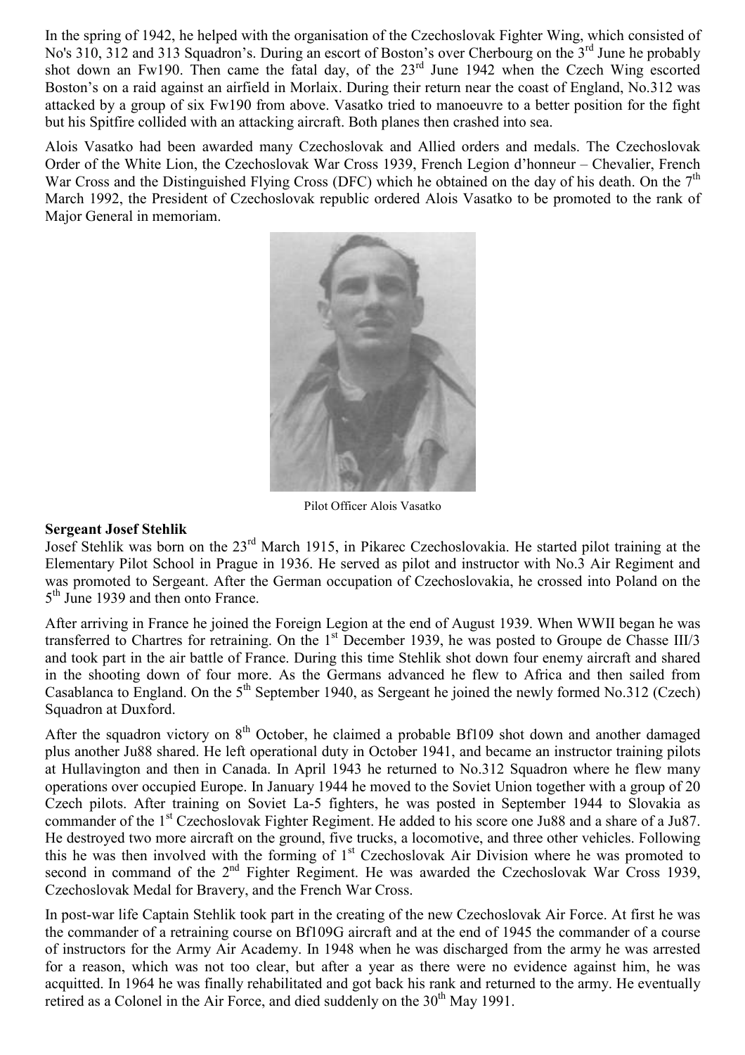In the spring of 1942, he helped with the organisation of the Czechoslovak Fighter Wing, which consisted of No's 310, 312 and 313 Squadron's. During an escort of Boston's over Cherbourg on the 3rd June he probably shot down an Fw190. Then came the fatal day, of the 23rd June 1942 when the Czech Wing escorted Boston's on a raid against an airfield in Morlaix. During their return near the coast of England, No.312 was attacked by a group of six Fw190 from above. Vasatko tried to manoeuvre to a better position for the fight but his Spitfire collided with an attacking aircraft. Both planes then crashed into sea.

Alois Vasatko had been awarded many Czechoslovak and Allied orders and medals. The Czechoslovak Order of the White Lion, the Czechoslovak War Cross 1939, French Legion d'honneur – Chevalier, French War Cross and the Distinguished Flying Cross (DFC) which he obtained on the day of his death. On the 7th March 1992, the President of Czechoslovak republic ordered Alois Vasatko to be promoted to the rank of Major General in memoriam.

Pilot Officer Alois Vasatko

**Sergeant Josef Stehlik**

Josef Stehlik was born on the 23rd March 1915, in Pikarec Czechoslovakia. He started pilot training at the Elementary Pilot School in Prague in 1936. He served as pilot and instructor with No.3 Air Regiment and was promoted to Sergeant. After the German occupation of Czechoslovakia, he crossed into Poland on the 5th June 1939 and then onto France.

After arriving in France he joined the Foreign Legion at the end of August 1939. When WWII began he was transferred to Chartres for retraining. On the 1st December 1939, he was posted to Groupe de Chasse III/3 and took part in the air battle of France. During this time Stehlik shot down four enemy aircraft and shared in the shooting down of four more. As the Germans advanced he flew to Africa and then sailed from Casablanca to England. On the 5th September 1940, as Sergeant he joined the newly formed No.312 (Czech) Squadron at Duxford.

After the squadron victory on 8th October, he claimed a probable Bf109 shot down and another damaged plus another Ju88 shared. He left operational duty in October 1941, and became an instructor training pilots at Hullavington and then in Canada. In April 1943 he returned to No.312 Squadron where he flew many operations over occupied Europe. In January 1944 he moved to the Soviet Union together with a group of 20 Czech pilots. After training on Soviet La-5 fighters, he was posted in September 1944 to Slovakia as commander of the 1st Czechoslovak Fighter Regiment. He added to his score one Ju88 and a share of a Ju87. He destroyed two more aircraft on the ground, five trucks, a locomotive, and three other vehicles. Following this he was then involved with the forming of 1st Czechoslovak Air Division where he was promoted to second in command of the 2nd Fighter Regiment. He was awarded the Czechoslovak War Cross 1939, Czechoslovak Medal for Bravery, and the French War Cross.

In post-war life Captain Stehlik took part in the creating of the new Czechoslovak Air Force. At first he was the commander of a retraining course on Bf109G aircraft and at the end of 1945 the commander of a course of instructors for the Army Air Academy. In 1948 when he was discharged from the army he was arrested for a reason, which was not too clear, but after a year as there were no evidence against him, he was acquitted. In 1964 he was finally rehabilitated and got back his rank and returned to the army. He eventually retired as a Colonel in the Air Force, and died suddenly on the 30th May 1991.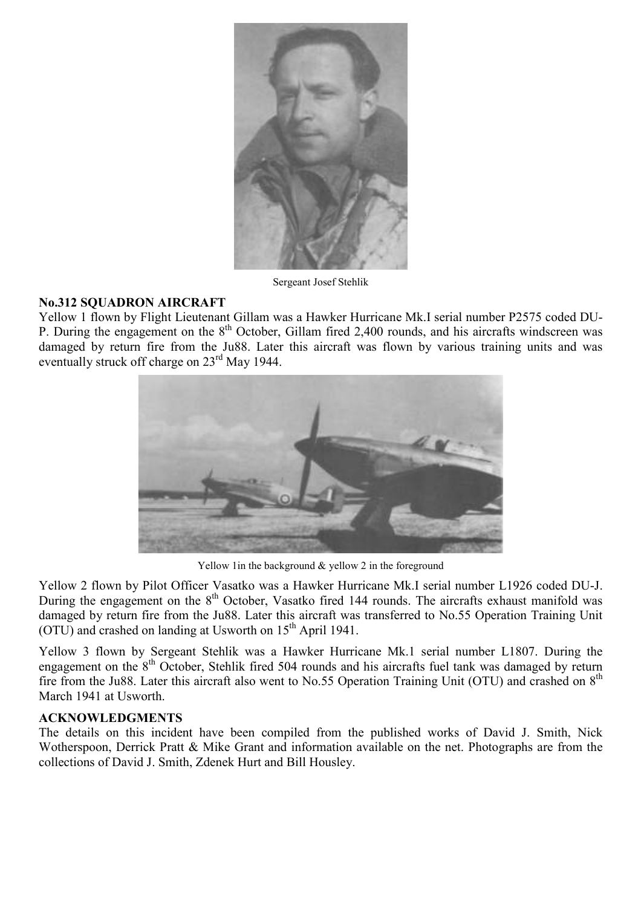Sergeant Josef Stehlik

**No.312 SQUADRON AIRCRAFT**

Yellow 1 flown by Flight Lieutenant Gillam was a Hawker Hurricane Mk.I serial number P2575 coded DU-P. During the engagement on the 8th October, Gillam fired 2,400 rounds, and his aircrafts windscreen was damaged by return fire from the Ju88. Later this aircraft was flown by various training units and was eventually struck off charge on 23rd May 1944.

Yellow 1in the background & yellow 2 in the foreground

Yellow 2 flown by Pilot Officer Vasatko was a Hawker Hurricane Mk.I serial number L1926 coded DU-J. During the engagement on the 8th October, Vasatko fired 144 rounds. The aircrafts exhaust manifold was damaged by return fire from the Ju88. Later this aircraft was transferred to No.55 Operation Training Unit (OTU) and crashed on landing at Usworth on 15th April 1941.

Yellow 3 flown by Sergeant Stehlik was a Hawker Hurricane Mk.1 serial number L1807. During the engagement on the 8th October, Stehlik fired 504 rounds and his aircrafts fuel tank was damaged by return fire from the Ju88. Later this aircraft also went to No.55 Operation Training Unit (OTU) and crashed on 8th March 1941 at Usworth.

**ACKNOWLEDGMENTS**

The details on this incident have been compiled from the published works of David J. Smith, Nick Wotherspoon, Derrick Pratt & Mike Grant and information available on the net. Photographs are from the collections of David J. Smith, Zdenek Hurt and Bill Housley.